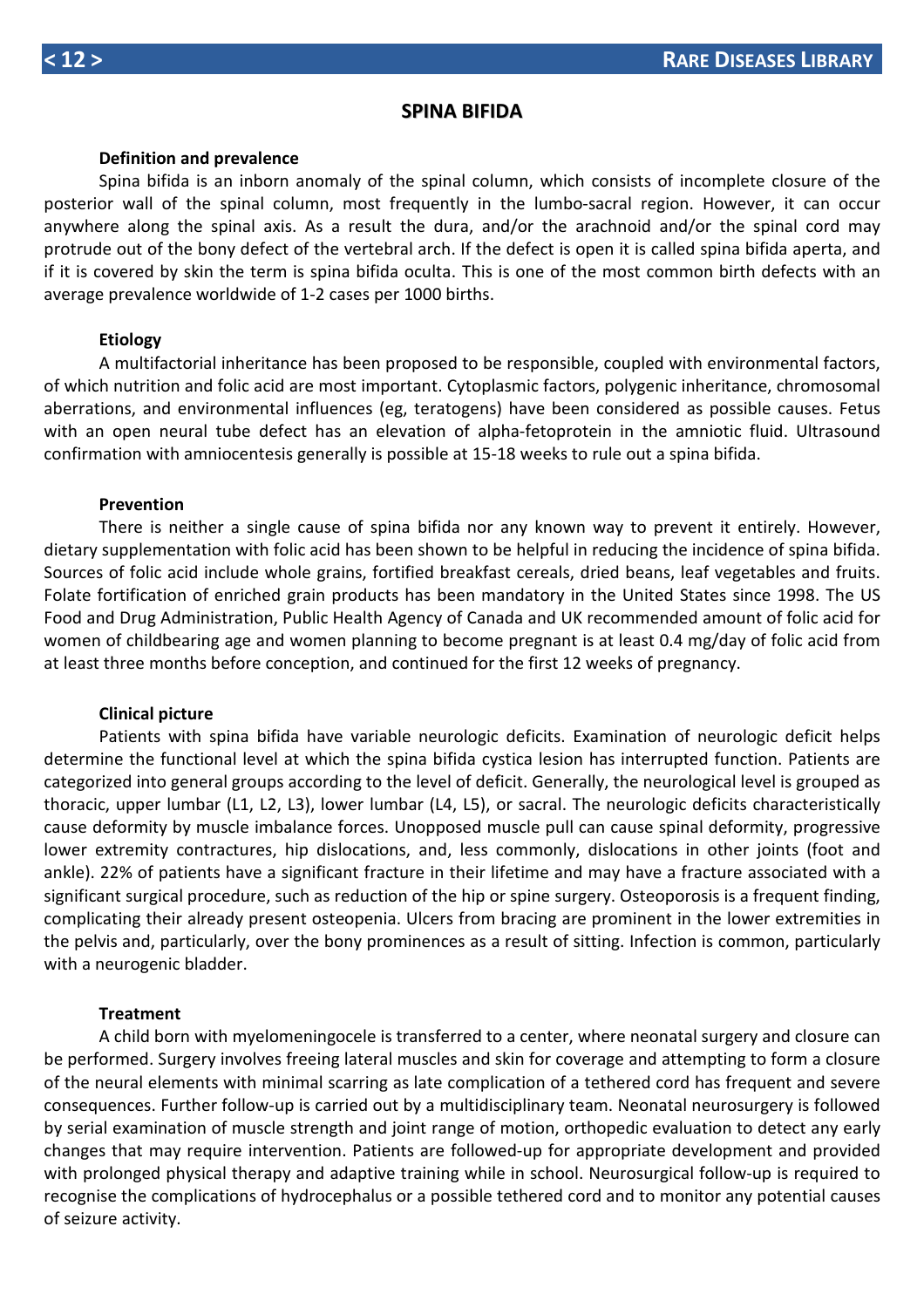# SPINA BIFIDA

**Definition and prevalence**

Spina bifida is an inborn anomaly of the spinal column, which consists of incomplete closure of the posterior wall of the spinal column, most frequently in the lumbo-sacral region. However, it can occur anywhere along the spinal axis. As a result the dura, and/or the arachnoid and/or the spinal cord may protrude out of the bony defect of the vertebral arch. If the defect is open it is called spina bifida aperta, and if it is covered by skin the term is spina bifida oculta. This is one of the most common birth defects with an average prevalence worldwide of 1-2 cases per 1000 births.

**Etiology**

A multifactorial inheritance has been proposed to be responsible, coupled with environmental factors, of which nutrition and folic acid are most important. Cytoplasmic factors, polygenic inheritance, chromosomal aberrations, and environmental influences (eg, teratogens) have been considered as possible causes. Fetus with an open neural tube defect has an elevation of alpha-fetoprotein in the amniotic fluid. Ultrasound confirmation with amniocentesis generally is possible at 15-18 weeks to rule out a spina bifida.

**Prevention**

There is neither a single cause of spina bifida nor any known way to prevent it entirely. However, dietary supplementation with folic acid has been shown to be helpful in reducing the incidence of spina bifida. Sources of folic acid include whole grains, fortified breakfast cereals, dried beans, leaf vegetables and fruits. Folate fortification of enriched grain products has been mandatory in the United States since 1998. The US Food and Drug Administration, Public Health Agency of Canada and UK recommended amount of folic acid for women of childbearing age and women planning to become pregnant is at least 0.4 mg/day of folic acid from at least three months before conception, and continued for the first 12 weeks of pregnancy.

**Clinical picture**

Patients with spina bifida have variable neurologic deficits. Examination of neurologic deficit helps determine the functional level at which the spina bifida cystica lesion has interrupted function. Patients are categorized into general groups according to the level of deficit. Generally, the neurological level is grouped as thoracic, upper lumbar (L1, L2, L3), lower lumbar (L4, L5), or sacral. The neurologic deficits characteristically cause deformity by muscle imbalance forces. Unopposed muscle pull can cause spinal deformity, progressive lower extremity contractures, hip dislocations, and, less commonly, dislocations in other joints (foot and ankle). 22% of patients have a significant fracture in their lifetime and may have a fracture associated with a significant surgical procedure, such as reduction of the hip or spine surgery. Osteoporosis is a frequent finding, complicating their already present osteopenia. Ulcers from bracing are prominent in the lower extremities in the pelvis and, particularly, over the bony prominences as a result of sitting. Infection is common, particularly with a neurogenic bladder.

**Treatment**

A child born with myelomeningocele is transferred to a center, where neonatal surgery and closure can be performed. Surgery involves freeing lateral muscles and skin for coverage and attempting to form a closure of the neural elements with minimal scarring as late complication of a tethered cord has frequent and severe consequences. Further follow-up is carried out by a multidisciplinary team. Neonatal neurosurgery is followed by serial examination of muscle strength and joint range of motion, orthopedic evaluation to detect any early changes that may require intervention. Patients are followed-up for appropriate development and provided with prolonged physical therapy and adaptive training while in school. Neurosurgical follow-up is required to recognise the complications of hydrocephalus or a possible tethered cord and to monitor any potential causes of seizure activity.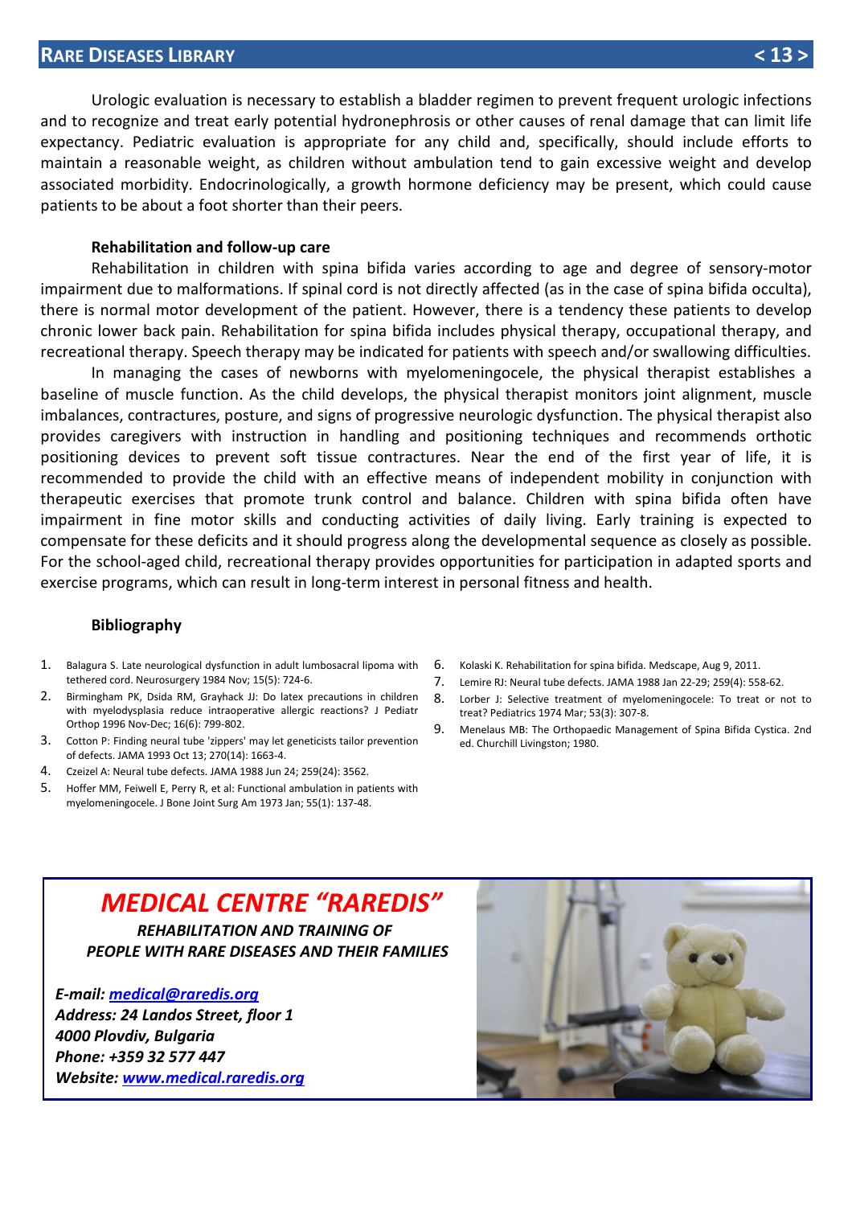Urologic evaluation is necessary to establish a bladder regimen to prevent frequent urologic infections and to recognize and treat early potential hydronephrosis or other causes of renal damage that can limit life expectancy. Pediatric evaluation is appropriate for any child and, specifically, should include efforts to maintain a reasonable weight, as children without ambulation tend to gain excessive weight and develop associated morbidity. Endocrinologically, a growth hormone deficiency may be present, which could cause patients to be about a foot shorter than their peers.

**Rehabilitation and follow-up care**

Rehabilitation in children with spina bifida varies according to age and degree of sensory-motor impairment due to malformations. If spinal cord is not directly affected (as in the case of spina bifida occulta), there is normal motor development of the patient. However, there is a tendency these patients to develop chronic lower back pain. Rehabilitation for spina bifida includes physical therapy, occupational therapy, and recreational therapy. Speech therapy may be indicated for patients with speech and/or swallowing difficulties.

In managing the cases of newborns with myelomeningocele, the physical therapist establishes a baseline of muscle function. As the child develops, the physical therapist monitors joint alignment, muscle imbalances, contractures, posture, and signs of progressive neurologic dysfunction. The physical therapist also provides caregivers with instruction in handling and positioning techniques and recommends orthotic positioning devices to prevent soft tissue contractures. Near the end of the first year of life, it is recommended to provide the child with an effective means of independent mobility in conjunction with therapeutic exercises that promote trunk control and balance. Children with spina bifida often have impairment in fine motor skills and conducting activities of daily living. Early training is expected to compensate for these deficits and it should progress along the developmental sequence as closely as possible. For the school-aged child, recreational therapy provides opportunities for participation in adapted sports and exercise programs, which can result in long-term interest in personal fitness and health.

**Bibliography**

1. Balagura S. Late neurological dysfunction in adult lumbosacral lipoma with tethered cord. Neurosurgery 1984 Nov; 15(5): 724-6.
2. Birmingham PK, Dsida RM, Grayhack JJ: Do latex precautions in children with myelodysplasia reduce intraoperative allergic reactions? J Pediatr Orthop 1996 Nov-Dec; 16(6): 799-802.
3. Cotton P: Finding neural tube 'zippers' may let geneticists tailor prevention of defects. JAMA 1993 Oct 13; 270(14): 1663-4.
4. Czeizel A: Neural tube defects. JAMA 1988 Jun 24; 259(24): 3562.
5. Hoffer MM, Feiwell E, Perry R, et al: Functional ambulation in patients with myelomeningocele. J Bone Joint Surg Am 1973 Jan; 55(1): 137-48.
6. Kolaski K. Rehabilitation for spina bifida. Medscape, Aug 9, 2011.
7. Lemire RJ: Neural tube defects. JAMA 1988 Jan 22-29; 259(4): 558-62.
8. Lorber J: Selective treatment of myelomeningocele: To treat or not to treat? Pediatrics 1974 Mar; 53(3): 307-8.
9. Menelaus MB: The Orthopaedic Management of Spina Bifida Cystica. 2nd ed. Churchill Livingston; 1980.

***MEDICAL CENTRE "RAREDIS"***

***REHABILITATION AND TRAINING OF PEOPLE WITH RARE DISEASES AND THEIR FAMILIES***

***E-mail: medical@raredis.org***
***Address: 24 Landos Street, floor 1***
***4000 Plovdiv, Bulgaria***
***Phone: +359 32 577 447***
***Website: www.medical.raredis.org***